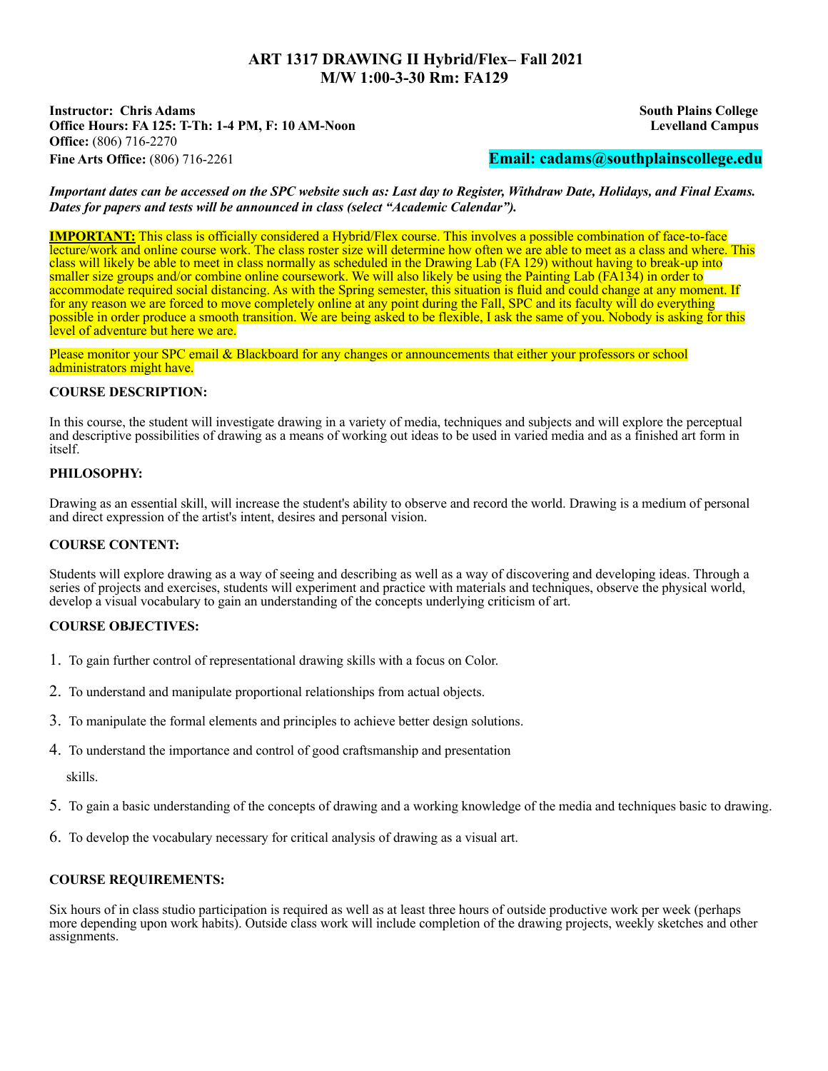# ART 1317 DRAWING II Hybrid/Flex– Fall 2021
## M/W 1:00-3-30 Rm: FA129

**Instructor: Chris Adams**
**Office Hours: FA 125: T-Th: 1-4 PM, F: 10 AM-Noon**
**Office:** (806) 716-2270
**Fine Arts Office:** (806) 716-2261

**South Plains College**
**Levelland Campus**

**Email: cadams@southplainscollege.edu**

***Important dates can be accessed on the SPC website such as: Last day to Register, Withdraw Date, Holidays, and Final Exams. Dates for papers and tests will be announced in class (select "Academic Calendar").***

**IMPORTANT:** This class is officially considered a Hybrid/Flex course. This involves a possible combination of face-to-face lecture/work and online course work. The class roster size will determine how often we are able to meet as a class and where. This class will likely be able to meet in class normally as scheduled in the Drawing Lab (FA 129) without having to break-up into smaller size groups and/or combine online coursework. We will also likely be using the Painting Lab (FA134) in order to accommodate required social distancing. As with the Spring semester, this situation is fluid and could change at any moment. If for any reason we are forced to move completely online at any point during the Fall, SPC and its faculty will do everything possible in order produce a smooth transition. We are being asked to be flexible, I ask the same of you. Nobody is asking for this level of adventure but here we are.

Please monitor your SPC email & Blackboard for any changes or announcements that either your professors or school administrators might have.

### COURSE DESCRIPTION:

In this course, the student will investigate drawing in a variety of media, techniques and subjects and will explore the perceptual and descriptive possibilities of drawing as a means of working out ideas to be used in varied media and as a finished art form in itself.

### PHILOSOPHY:

Drawing as an essential skill, will increase the student's ability to observe and record the world. Drawing is a medium of personal and direct expression of the artist's intent, desires and personal vision.

### COURSE CONTENT:

Students will explore drawing as a way of seeing and describing as well as a way of discovering and developing ideas. Through a series of projects and exercises, students will experiment and practice with materials and techniques, observe the physical world, develop a visual vocabulary to gain an understanding of the concepts underlying criticism of art.

### COURSE OBJECTIVES:

1. To gain further control of representational drawing skills with a focus on Color.
2. To understand and manipulate proportional relationships from actual objects.
3. To manipulate the formal elements and principles to achieve better design solutions.
4. To understand the importance and control of good craftsmanship and presentation skills.
5. To gain a basic understanding of the concepts of drawing and a working knowledge of the media and techniques basic to drawing.
6. To develop the vocabulary necessary for critical analysis of drawing as a visual art.

### COURSE REQUIREMENTS:

Six hours of in class studio participation is required as well as at least three hours of outside productive work per week (perhaps more depending upon work habits). Outside class work will include completion of the drawing projects, weekly sketches and other assignments.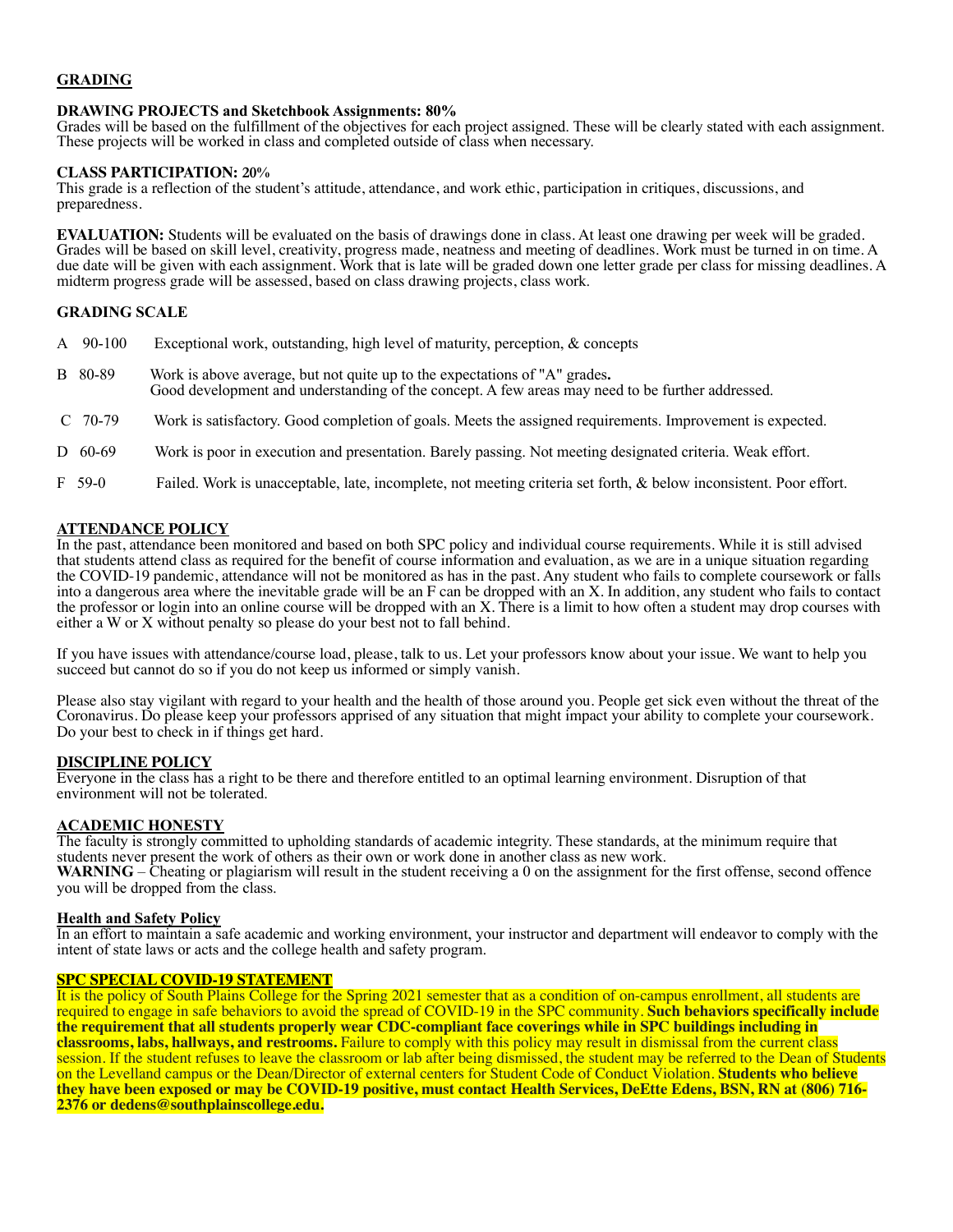## GRADING

**DRAWING PROJECTS and Sketchbook Assignments: 80%**
Grades will be based on the fulfillment of the objectives for each project assigned. These will be clearly stated with each assignment. These projects will be worked in class and completed outside of class when necessary.

**CLASS PARTICIPATION: 20%**
This grade is a reflection of the student's attitude, attendance, and work ethic, participation in critiques, discussions, and preparedness.

**EVALUATION:** Students will be evaluated on the basis of drawings done in class. At least one drawing per week will be graded. Grades will be based on skill level, creativity, progress made, neatness and meeting of deadlines. Work must be turned in on time. A due date will be given with each assignment. Work that is late will be graded down one letter grade per class for missing deadlines. A midterm progress grade will be assessed, based on class drawing projects, class work.

**GRADING SCALE**

| | | |
|---|---|---|
| A | 90-100 | Exceptional work, outstanding, high level of maturity, perception, & concepts |
| B | 80-89 | Work is above average, but not quite up to the expectations of "A" grades. Good development and understanding of the concept. A few areas may need to be further addressed. |
| C | 70-79 | Work is satisfactory. Good completion of goals. Meets the assigned requirements. Improvement is expected. |
| D | 60-69 | Work is poor in execution and presentation. Barely passing. Not meeting designated criteria. Weak effort. |
| F | 59-0 | Failed. Work is unacceptable, late, incomplete, not meeting criteria set forth, & below inconsistent. Poor effort. |

## ATTENDANCE POLICY

In the past, attendance been monitored and based on both SPC policy and individual course requirements. While it is still advised that students attend class as required for the benefit of course information and evaluation, as we are in a unique situation regarding the COVID-19 pandemic, attendance will not be monitored as has in the past. Any student who fails to complete coursework or falls into a dangerous area where the inevitable grade will be an F can be dropped with an X. In addition, any student who fails to contact the professor or login into an online course will be dropped with an X. There is a limit to how often a student may drop courses with either a W or X without penalty so please do your best not to fall behind.

If you have issues with attendance/course load, please, talk to us. Let your professors know about your issue. We want to help you succeed but cannot do so if you do not keep us informed or simply vanish.

Please also stay vigilant with regard to your health and the health of those around you. People get sick even without the threat of the Coronavirus. Do please keep your professors apprised of any situation that might impact your ability to complete your coursework. Do your best to check in if things get hard.

## DISCIPLINE POLICY

Everyone in the class has a right to be there and therefore entitled to an optimal learning environment. Disruption of that environment will not be tolerated.

## ACADEMIC HONESTY

The faculty is strongly committed to upholding standards of academic integrity. These standards, at the minimum require that students never present the work of others as their own or work done in another class as new work.
**WARNING** – Cheating or plagiarism will result in the student receiving a 0 on the assignment for the first offense, second offence you will be dropped from the class.

## Health and Safety Policy

In an effort to maintain a safe academic and working environment, your instructor and department will endeavor to comply with the intent of state laws or acts and the college health and safety program.

## SPC SPECIAL COVID-19 STATEMENT

It is the policy of South Plains College for the Spring 2021 semester that as a condition of on-campus enrollment, all students are required to engage in safe behaviors to avoid the spread of COVID-19 in the SPC community. **Such behaviors specifically include the requirement that all students properly wear CDC-compliant face coverings while in SPC buildings including in classrooms, labs, hallways, and restrooms.** Failure to comply with this policy may result in dismissal from the current class session. If the student refuses to leave the classroom or lab after being dismissed, the student may be referred to the Dean of Students on the Levelland campus or the Dean/Director of external centers for Student Code of Conduct Violation. **Students who believe they have been exposed or may be COVID-19 positive, must contact Health Services, DeEtte Edens, BSN, RN at (806) 716-2376 or dedens@southplainscollege.edu.**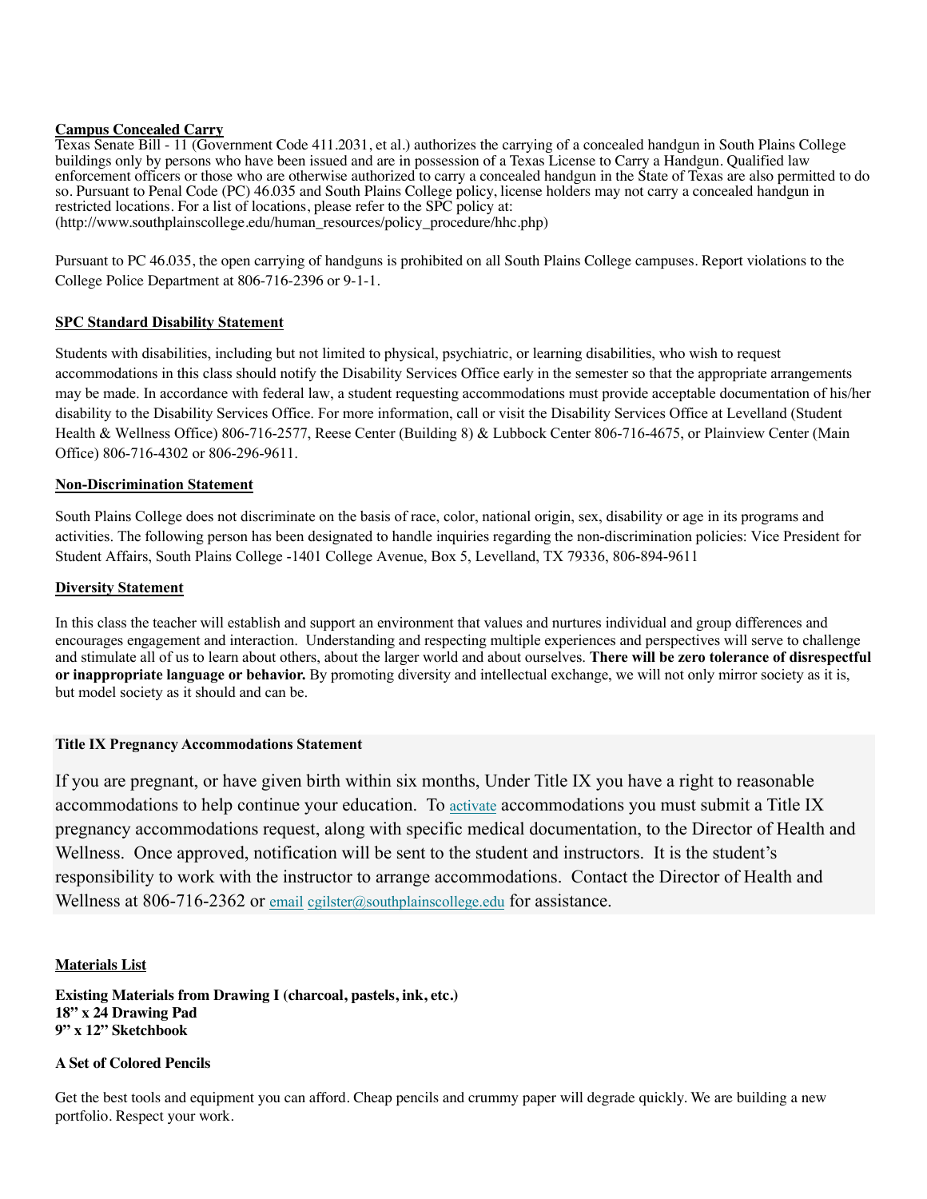**Campus Concealed Carry**

Texas Senate Bill - 11 (Government Code 411.2031, et al.) authorizes the carrying of a concealed handgun in South Plains College buildings only by persons who have been issued and are in possession of a Texas License to Carry a Handgun. Qualified law enforcement officers or those who are otherwise authorized to carry a concealed handgun in the State of Texas are also permitted to do so. Pursuant to Penal Code (PC) 46.035 and South Plains College policy, license holders may not carry a concealed handgun in restricted locations. For a list of locations, please refer to the SPC policy at: (http://www.southplainscollege.edu/human_resources/policy_procedure/hhc.php)

Pursuant to PC 46.035, the open carrying of handguns is prohibited on all South Plains College campuses. Report violations to the College Police Department at 806-716-2396 or 9-1-1.

**SPC Standard Disability Statement**

Students with disabilities, including but not limited to physical, psychiatric, or learning disabilities, who wish to request accommodations in this class should notify the Disability Services Office early in the semester so that the appropriate arrangements may be made. In accordance with federal law, a student requesting accommodations must provide acceptable documentation of his/her disability to the Disability Services Office. For more information, call or visit the Disability Services Office at Levelland (Student Health & Wellness Office) 806-716-2577, Reese Center (Building 8) & Lubbock Center 806-716-4675, or Plainview Center (Main Office) 806-716-4302 or 806-296-9611.

**Non-Discrimination Statement**

South Plains College does not discriminate on the basis of race, color, national origin, sex, disability or age in its programs and activities. The following person has been designated to handle inquiries regarding the non-discrimination policies: Vice President for Student Affairs, South Plains College -1401 College Avenue, Box 5, Levelland, TX 79336, 806-894-9611

**Diversity Statement**

In this class the teacher will establish and support an environment that values and nurtures individual and group differences and encourages engagement and interaction. Understanding and respecting multiple experiences and perspectives will serve to challenge and stimulate all of us to learn about others, about the larger world and about ourselves. **There will be zero tolerance of disrespectful or inappropriate language or behavior.** By promoting diversity and intellectual exchange, we will not only mirror society as it is, but model society as it should and can be.

**Title IX Pregnancy Accommodations Statement**

If you are pregnant, or have given birth within six months, Under Title IX you have a right to reasonable accommodations to help continue your education. To activate accommodations you must submit a Title IX pregnancy accommodations request, along with specific medical documentation, to the Director of Health and Wellness. Once approved, notification will be sent to the student and instructors. It is the student's responsibility to work with the instructor to arrange accommodations. Contact the Director of Health and Wellness at 806-716-2362 or email cgilster@southplainscollege.edu for assistance.

**Materials List**

**Existing Materials from Drawing I (charcoal, pastels, ink, etc.)**
**18" x 24 Drawing Pad**
**9" x 12" Sketchbook**

**A Set of Colored Pencils**

Get the best tools and equipment you can afford. Cheap pencils and crummy paper will degrade quickly. We are building a new portfolio. Respect your work.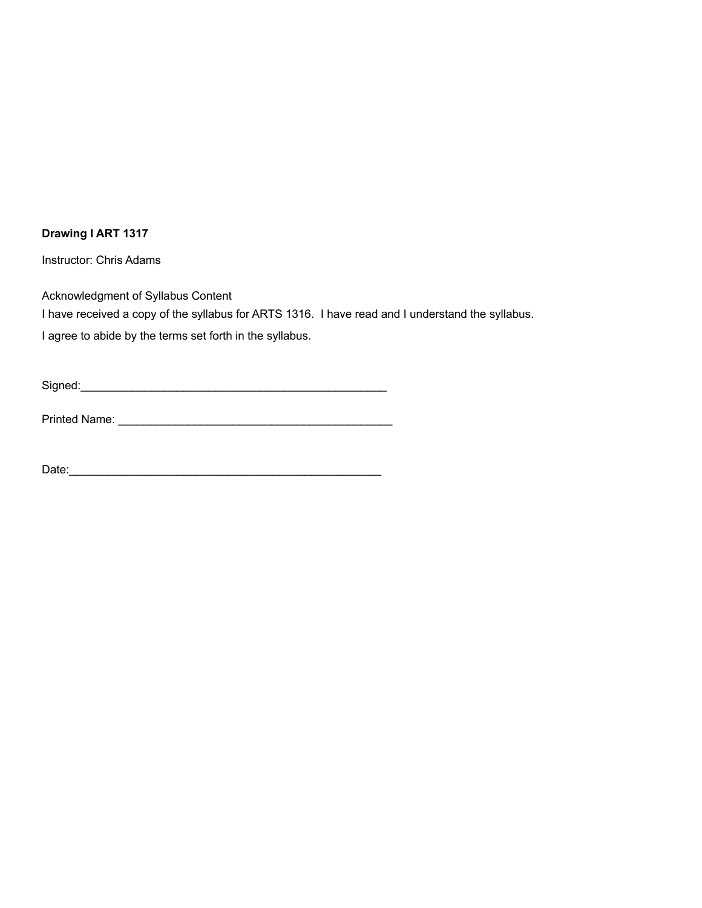**Drawing I ART 1317**

Instructor: Chris Adams

Acknowledgment of Syllabus Content

I have received a copy of the syllabus for ARTS 1316. I have read and I understand the syllabus.

I agree to abide by the terms set forth in the syllabus.

Signed:__________________________________________________

Printed Name: ____________________________________________

Date:___________________________________________________